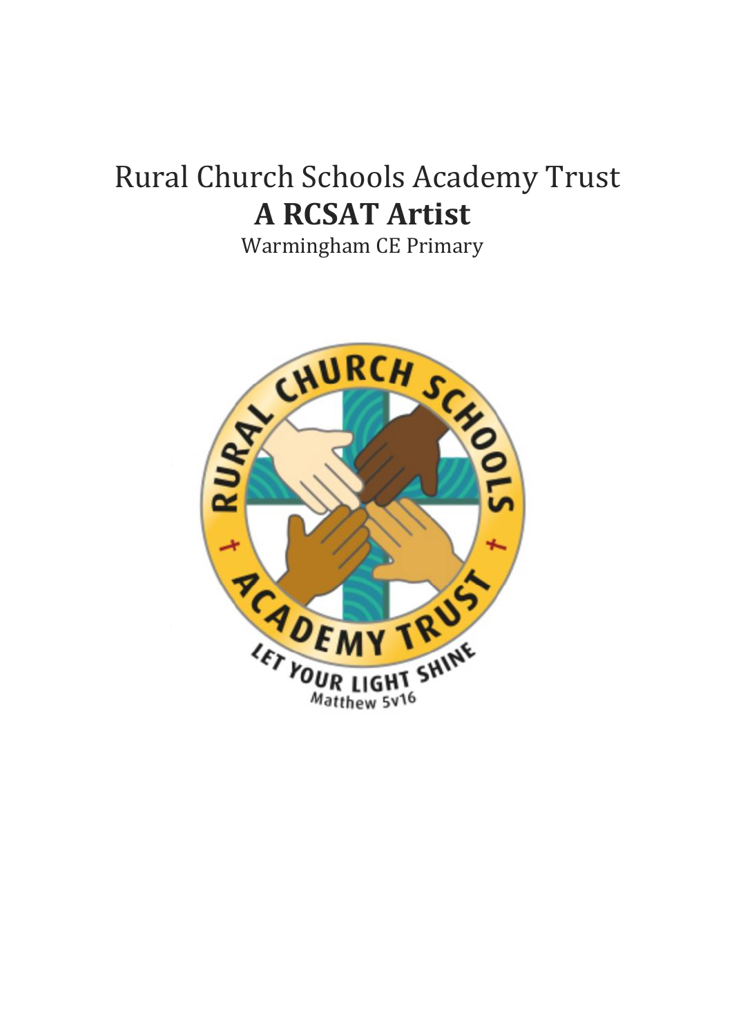# Rural Church Schools Academy Trust

## A RCSAT Artist

Warmingham CE Primary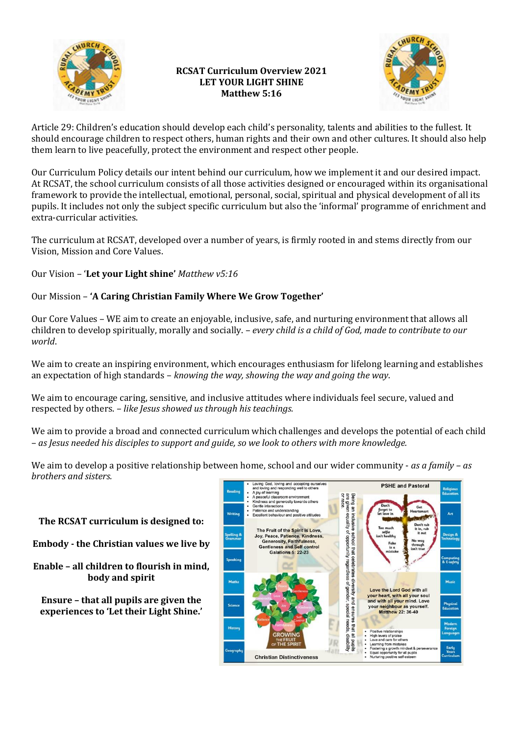**RCSAT Curriculum Overview 2021**
**LET YOUR LIGHT SHINE**
**Matthew 5:16**

Article 29: Children's education should develop each child's personality, talents and abilities to the fullest. It should encourage children to respect others, human rights and their own and other cultures. It should also help them learn to live peacefully, protect the environment and respect other people.

Our Curriculum Policy details our intent behind our curriculum, how we implement it and our desired impact. At RCSAT, the school curriculum consists of all those activities designed or encouraged within its organisational framework to provide the intellectual, emotional, personal, social, spiritual and physical development of all its pupils. It includes not only the subject specific curriculum but also the 'informal' programme of enrichment and extra-curricular activities.

The curriculum at RCSAT, developed over a number of years, is firmly rooted in and stems directly from our Vision, Mission and Core Values.

Our Vision – '**Let your Light shine**' *Matthew v5:16*

Our Mission – **'A Caring Christian Family Where We Grow Together'**

Our Core Values – WE aim to create an enjoyable, inclusive, safe, and nurturing environment that allows all children to develop spiritually, morally and socially. – *every child is a child of God, made to contribute to our world*.

We aim to create an inspiring environment, which encourages enthusiasm for lifelong learning and establishes an expectation of high standards – *knowing the way, showing the way and going the way*.

We aim to encourage caring, sensitive, and inclusive attitudes where individuals feel secure, valued and respected by others. – *like Jesus showed us through his teachings.*

We aim to provide a broad and connected curriculum which challenges and develops the potential of each child – *as Jesus needed his disciples to support and guide, so we look to others with more knowledge.*

We aim to develop a positive relationship between home, school and our wider community - *as a family – as brothers and sisters.*

**The RCSAT curriculum is designed to:**

**Embody - the Christian values we live by**

**Enable – all children to flourish in mind, body and spirit**

**Ensure – that all pupils are given the experiences to 'Let their Light Shine.'**

Reading | Writing | Spelling & Grammar | Speaking | Maths | Science | History | Geography

- Loving God, loving and accepting ourselves and loving and responding well to others
- A joy of learning
- A peaceful classroom environment
- Kindness and generosity towards others
- Gentle interactions
- Patience and understanding
- Excellent behaviour and positive attitudes

The Fruit of the Spirit is Love, Joy, Peace, Patience, Kindness, Generosity, Faithfulness, Gentleness and Self control
Galations 5: 22-23

Peace, Love, Gentleness, Generosity, Joy, Kindness, Patience, Self Control, Faithfulness

GROWING THE FRUIT OF THE SPIRIT

Christian Distinctiveness

Being an inclusive school that celebrates diversity and ensures that all pupils are given equality of opportunity regardless of gender, special needs, disability or race.

PSHE and Pastoral

Don't forget to let love in | Get Heartsmart | Too much selfie isn't healthy | Don't rub it in, rub it out | Fake is a mistake | No way through isn't true

Love the Lord God with all your heart, with all your soul and with all your mind. Love your neighbour as yourself.
Matthew 22: 36-40

- Positive relationships
- High levels of praise
- Love and care for others
- Learning from mistakes
- Fostering a growth mindset & perseverance
- Equal opportunity for all pupils
- Nurturing positive self-esteem

Religious Education | Art | Design & Technology | Computing & E-safety | Music | Physical Education | Modern Foreign Languages | Early Years Curriculum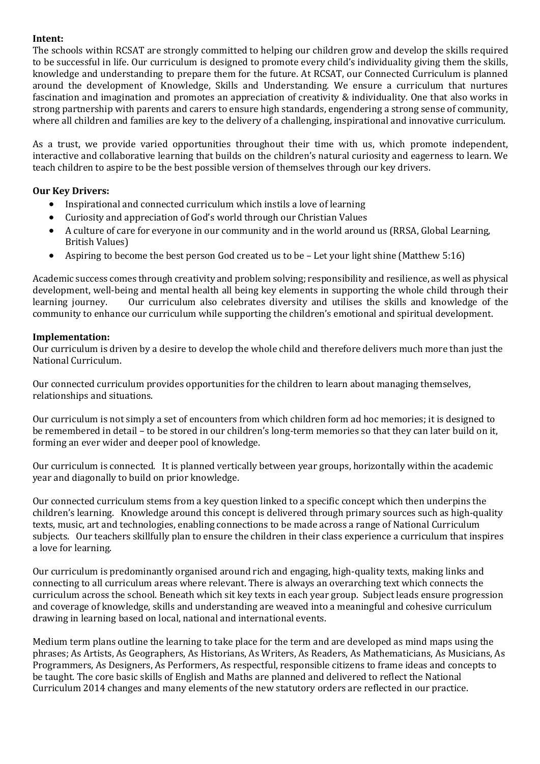**Intent:**

The schools within RCSAT are strongly committed to helping our children grow and develop the skills required to be successful in life. Our curriculum is designed to promote every child's individuality giving them the skills, knowledge and understanding to prepare them for the future. At RCSAT, our Connected Curriculum is planned around the development of Knowledge, Skills and Understanding. We ensure a curriculum that nurtures fascination and imagination and promotes an appreciation of creativity & individuality. One that also works in strong partnership with parents and carers to ensure high standards, engendering a strong sense of community, where all children and families are key to the delivery of a challenging, inspirational and innovative curriculum.

As a trust, we provide varied opportunities throughout their time with us, which promote independent, interactive and collaborative learning that builds on the children's natural curiosity and eagerness to learn. We teach children to aspire to be the best possible version of themselves through our key drivers.

**Our Key Drivers:**

- Inspirational and connected curriculum which instils a love of learning
- Curiosity and appreciation of God's world through our Christian Values
- A culture of care for everyone in our community and in the world around us (RRSA, Global Learning, British Values)
- Aspiring to become the best person God created us to be – Let your light shine (Matthew 5:16)

Academic success comes through creativity and problem solving; responsibility and resilience, as well as physical development, well-being and mental health all being key elements in supporting the whole child through their learning journey. Our curriculum also celebrates diversity and utilises the skills and knowledge of the community to enhance our curriculum while supporting the children's emotional and spiritual development.

**Implementation:**

Our curriculum is driven by a desire to develop the whole child and therefore delivers much more than just the National Curriculum.

Our connected curriculum provides opportunities for the children to learn about managing themselves, relationships and situations.

Our curriculum is not simply a set of encounters from which children form ad hoc memories; it is designed to be remembered in detail – to be stored in our children's long-term memories so that they can later build on it, forming an ever wider and deeper pool of knowledge.

Our curriculum is connected. It is planned vertically between year groups, horizontally within the academic year and diagonally to build on prior knowledge.

Our connected curriculum stems from a key question linked to a specific concept which then underpins the children's learning. Knowledge around this concept is delivered through primary sources such as high-quality texts, music, art and technologies, enabling connections to be made across a range of National Curriculum subjects. Our teachers skillfully plan to ensure the children in their class experience a curriculum that inspires a love for learning.

Our curriculum is predominantly organised around rich and engaging, high-quality texts, making links and connecting to all curriculum areas where relevant. There is always an overarching text which connects the curriculum across the school. Beneath which sit key texts in each year group. Subject leads ensure progression and coverage of knowledge, skills and understanding are weaved into a meaningful and cohesive curriculum drawing in learning based on local, national and international events.

Medium term plans outline the learning to take place for the term and are developed as mind maps using the phrases; As Artists, As Geographers, As Historians, As Writers, As Readers, As Mathematicians, As Musicians, As Programmers, As Designers, As Performers, As respectful, responsible citizens to frame ideas and concepts to be taught. The core basic skills of English and Maths are planned and delivered to reflect the National Curriculum 2014 changes and many elements of the new statutory orders are reflected in our practice.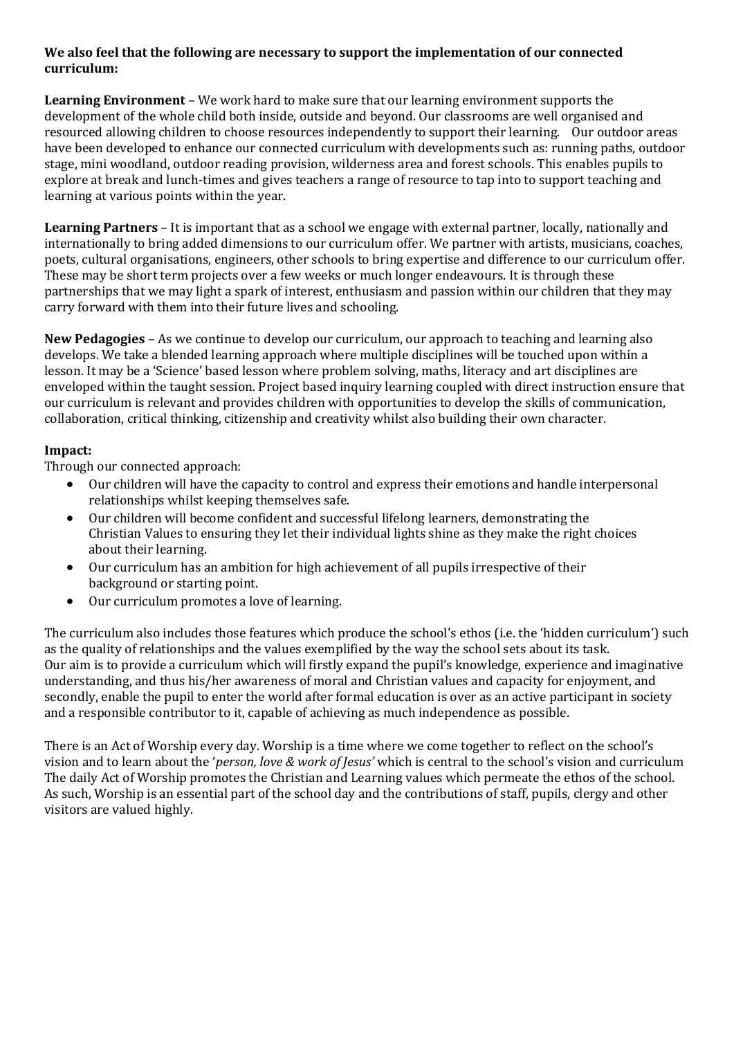**We also feel that the following are necessary to support the implementation of our connected curriculum:**

**Learning Environment** – We work hard to make sure that our learning environment supports the development of the whole child both inside, outside and beyond. Our classrooms are well organised and resourced allowing children to choose resources independently to support their learning. Our outdoor areas have been developed to enhance our connected curriculum with developments such as: running paths, outdoor stage, mini woodland, outdoor reading provision, wilderness area and forest schools. This enables pupils to explore at break and lunch-times and gives teachers a range of resource to tap into to support teaching and learning at various points within the year.

**Learning Partners** – It is important that as a school we engage with external partner, locally, nationally and internationally to bring added dimensions to our curriculum offer. We partner with artists, musicians, coaches, poets, cultural organisations, engineers, other schools to bring expertise and difference to our curriculum offer. These may be short term projects over a few weeks or much longer endeavours. It is through these partnerships that we may light a spark of interest, enthusiasm and passion within our children that they may carry forward with them into their future lives and schooling.

**New Pedagogies** – As we continue to develop our curriculum, our approach to teaching and learning also develops. We take a blended learning approach where multiple disciplines will be touched upon within a lesson. It may be a 'Science' based lesson where problem solving, maths, literacy and art disciplines are enveloped within the taught session. Project based inquiry learning coupled with direct instruction ensure that our curriculum is relevant and provides children with opportunities to develop the skills of communication, collaboration, critical thinking, citizenship and creativity whilst also building their own character.

**Impact:**

Through our connected approach:

- Our children will have the capacity to control and express their emotions and handle interpersonal relationships whilst keeping themselves safe.
- Our children will become confident and successful lifelong learners, demonstrating the Christian Values to ensuring they let their individual lights shine as they make the right choices about their learning.
- Our curriculum has an ambition for high achievement of all pupils irrespective of their background or starting point.
- Our curriculum promotes a love of learning.

The curriculum also includes those features which produce the school's ethos (i.e. the 'hidden curriculum') such as the quality of relationships and the values exemplified by the way the school sets about its task. Our aim is to provide a curriculum which will firstly expand the pupil's knowledge, experience and imaginative understanding, and thus his/her awareness of moral and Christian values and capacity for enjoyment, and secondly, enable the pupil to enter the world after formal education is over as an active participant in society and a responsible contributor to it, capable of achieving as much independence as possible.

There is an Act of Worship every day. Worship is a time where we come together to reflect on the school's vision and to learn about the '*person, love & work of Jesus'* which is central to the school's vision and curriculum The daily Act of Worship promotes the Christian and Learning values which permeate the ethos of the school. As such, Worship is an essential part of the school day and the contributions of staff, pupils, clergy and other visitors are valued highly.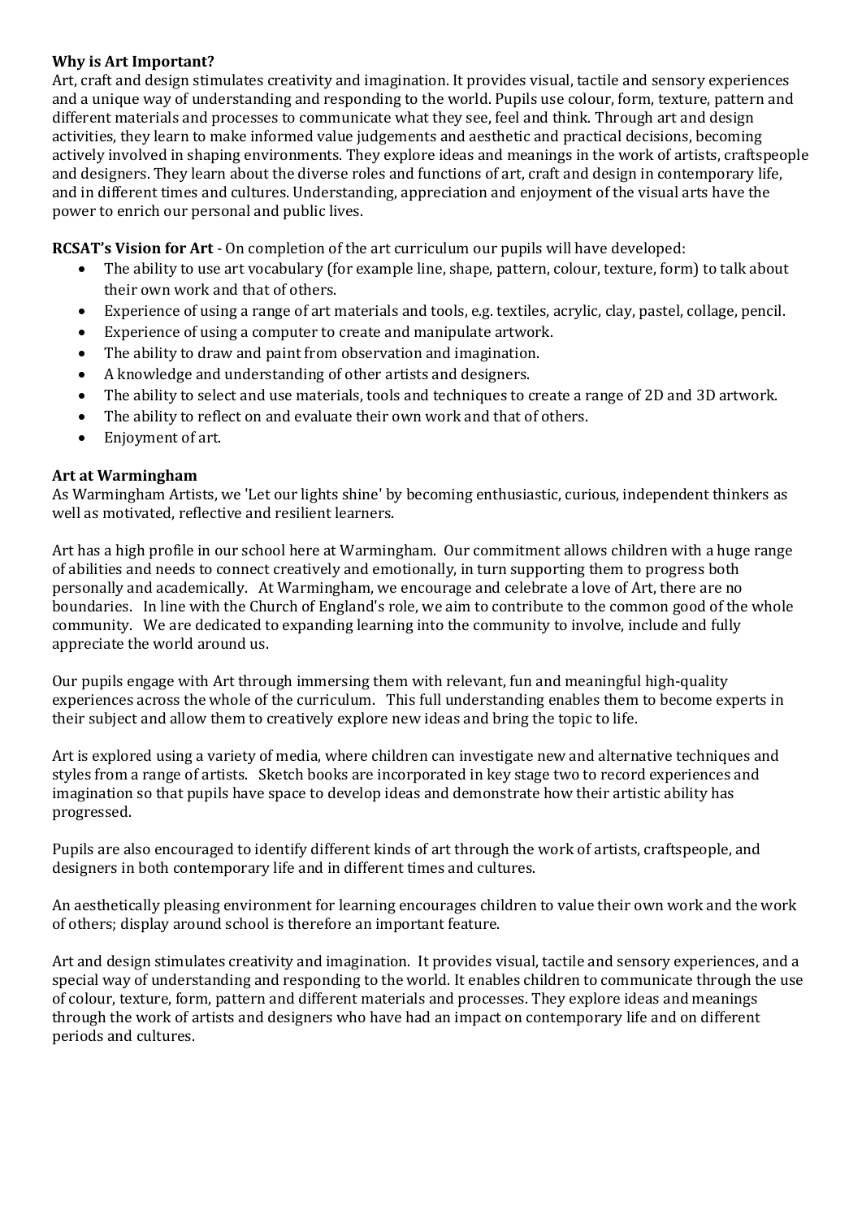**Why is Art Important?**

Art, craft and design stimulates creativity and imagination. It provides visual, tactile and sensory experiences and a unique way of understanding and responding to the world. Pupils use colour, form, texture, pattern and different materials and processes to communicate what they see, feel and think. Through art and design activities, they learn to make informed value judgements and aesthetic and practical decisions, becoming actively involved in shaping environments. They explore ideas and meanings in the work of artists, craftspeople and designers. They learn about the diverse roles and functions of art, craft and design in contemporary life, and in different times and cultures. Understanding, appreciation and enjoyment of the visual arts have the power to enrich our personal and public lives.

**RCSAT's Vision for Art** - On completion of the art curriculum our pupils will have developed:

- The ability to use art vocabulary (for example line, shape, pattern, colour, texture, form) to talk about their own work and that of others.
- Experience of using a range of art materials and tools, e.g. textiles, acrylic, clay, pastel, collage, pencil.
- Experience of using a computer to create and manipulate artwork.
- The ability to draw and paint from observation and imagination.
- A knowledge and understanding of other artists and designers.
- The ability to select and use materials, tools and techniques to create a range of 2D and 3D artwork.
- The ability to reflect on and evaluate their own work and that of others.
- Enjoyment of art.

**Art at Warmingham**

As Warmingham Artists, we 'Let our lights shine' by becoming enthusiastic, curious, independent thinkers as well as motivated, reflective and resilient learners.

Art has a high profile in our school here at Warmingham. Our commitment allows children with a huge range of abilities and needs to connect creatively and emotionally, in turn supporting them to progress both personally and academically. At Warmingham, we encourage and celebrate a love of Art, there are no boundaries. In line with the Church of England's role, we aim to contribute to the common good of the whole community. We are dedicated to expanding learning into the community to involve, include and fully appreciate the world around us.

Our pupils engage with Art through immersing them with relevant, fun and meaningful high-quality experiences across the whole of the curriculum. This full understanding enables them to become experts in their subject and allow them to creatively explore new ideas and bring the topic to life.

Art is explored using a variety of media, where children can investigate new and alternative techniques and styles from a range of artists. Sketch books are incorporated in key stage two to record experiences and imagination so that pupils have space to develop ideas and demonstrate how their artistic ability has progressed.

Pupils are also encouraged to identify different kinds of art through the work of artists, craftspeople, and designers in both contemporary life and in different times and cultures.

An aesthetically pleasing environment for learning encourages children to value their own work and the work of others; display around school is therefore an important feature.

Art and design stimulates creativity and imagination. It provides visual, tactile and sensory experiences, and a special way of understanding and responding to the world. It enables children to communicate through the use of colour, texture, form, pattern and different materials and processes. They explore ideas and meanings through the work of artists and designers who have had an impact on contemporary life and on different periods and cultures.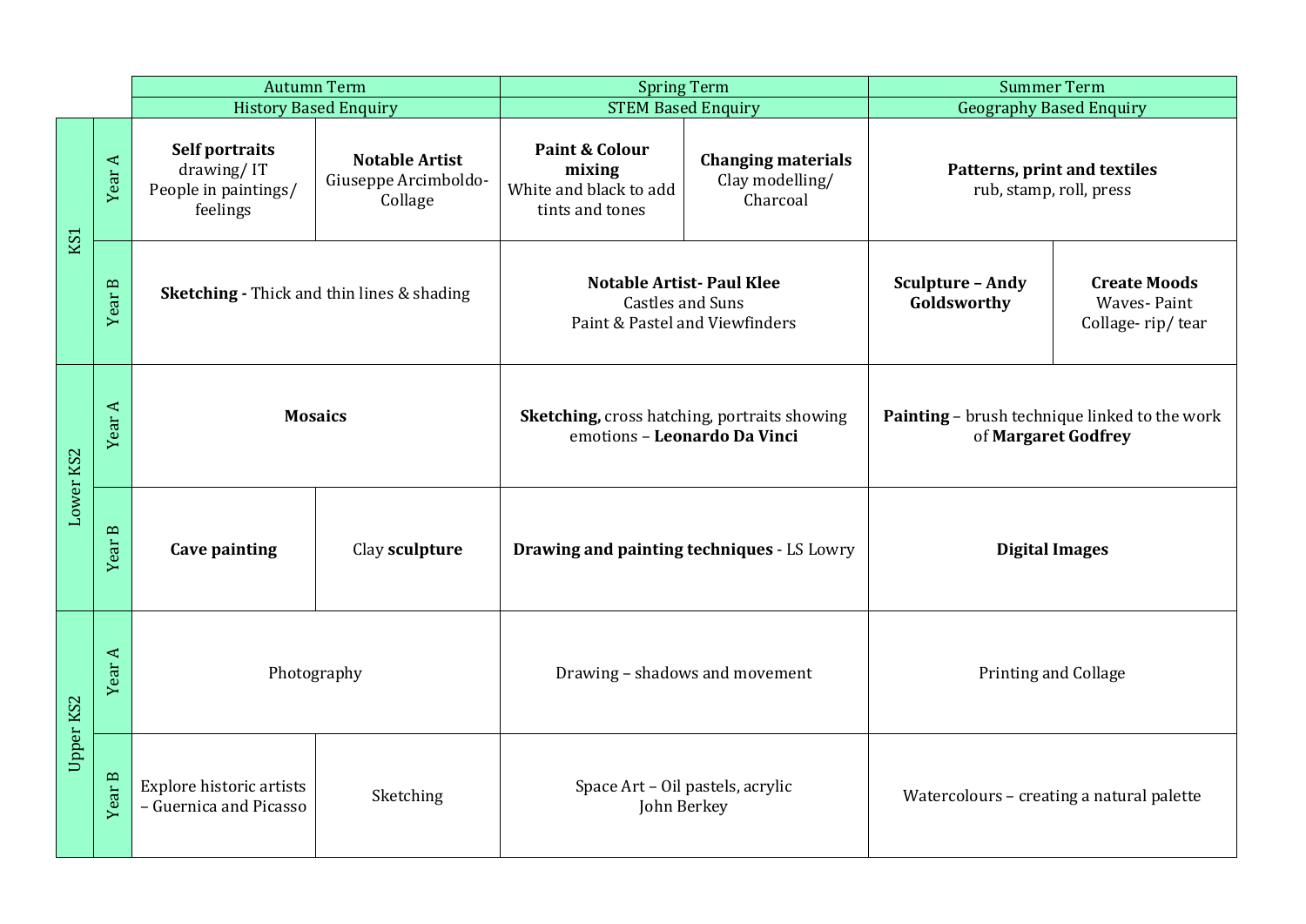| | | Autumn Term | | Spring Term | | Summer Term | |
|---|---|---|---|---|---|---|---|
| | | History Based Enquiry | | STEM Based Enquiry | | Geography Based Enquiry | |
| KS1 | Year A | **Self portraits** drawing/ IT People in paintings/ feelings | **Notable Artist** Giuseppe Arcimboldo- Collage | **Paint & Colour mixing** White and black to add tints and tones | **Changing materials** Clay modelling/ Charcoal | **Patterns, print and textiles** rub, stamp, roll, press | |
| | Year B | **Sketching -** Thick and thin lines & shading | | **Notable Artist- Paul Klee** Castles and Suns Paint & Pastel and Viewfinders | | **Sculpture – Andy Goldsworthy** | **Create Moods** Waves- Paint Collage- rip/ tear |
| Lower KS2 | Year A | **Mosaics** | | **Sketching,** cross hatching, portraits showing emotions – **Leonardo Da Vinci** | | **Painting** – brush technique linked to the work of **Margaret Godfrey** | |
| | Year B | **Cave painting** | Clay **sculpture** | **Drawing and painting techniques** - LS Lowry | | **Digital Images** | |
| Upper KS2 | Year A | Photography | | Drawing – shadows and movement | | Printing and Collage | |
| | Year B | Explore historic artists – Guernica and Picasso | Sketching | Space Art – Oil pastels, acrylic John Berkey | | Watercolours – creating a natural palette | |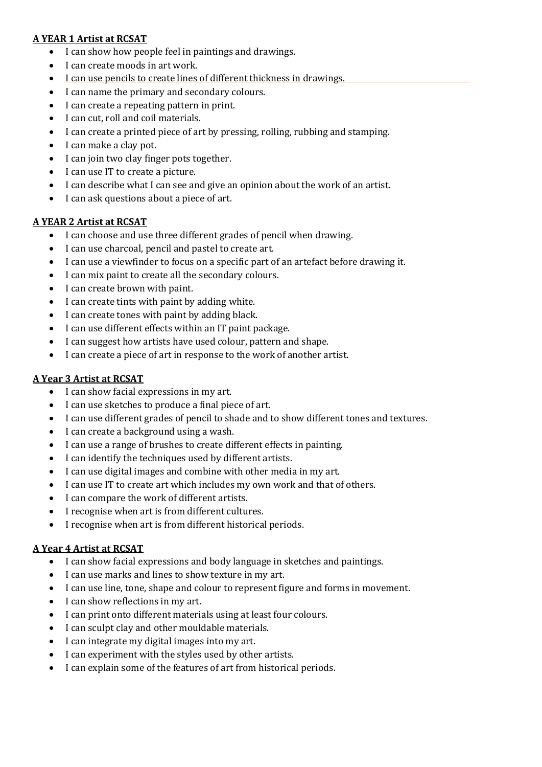**A YEAR 1 Artist at RCSAT**

- I can show how people feel in paintings and drawings.
- I can create moods in art work.
- I can use pencils to create lines of different thickness in drawings.
- I can name the primary and secondary colours.
- I can create a repeating pattern in print.
- I can cut, roll and coil materials.
- I can create a printed piece of art by pressing, rolling, rubbing and stamping.
- I can make a clay pot.
- I can join two clay finger pots together.
- I can use IT to create a picture.
- I can describe what I can see and give an opinion about the work of an artist.
- I can ask questions about a piece of art.

**A YEAR 2 Artist at RCSAT**

- I can choose and use three different grades of pencil when drawing.
- I can use charcoal, pencil and pastel to create art.
- I can use a viewfinder to focus on a specific part of an artefact before drawing it.
- I can mix paint to create all the secondary colours.
- I can create brown with paint.
- I can create tints with paint by adding white.
- I can create tones with paint by adding black.
- I can use different effects within an IT paint package.
- I can suggest how artists have used colour, pattern and shape.
- I can create a piece of art in response to the work of another artist.

**A Year 3 Artist at RCSAT**

- I can show facial expressions in my art.
- I can use sketches to produce a final piece of art.
- I can use different grades of pencil to shade and to show different tones and textures.
- I can create a background using a wash.
- I can use a range of brushes to create different effects in painting.
- I can identify the techniques used by different artists.
- I can use digital images and combine with other media in my art.
- I can use IT to create art which includes my own work and that of others.
- I can compare the work of different artists.
- I recognise when art is from different cultures.
- I recognise when art is from different historical periods.

**A Year 4 Artist at RCSAT**

- I can show facial expressions and body language in sketches and paintings.
- I can use marks and lines to show texture in my art.
- I can use line, tone, shape and colour to represent figure and forms in movement.
- I can show reflections in my art.
- I can print onto different materials using at least four colours.
- I can sculpt clay and other mouldable materials.
- I can integrate my digital images into my art.
- I can experiment with the styles used by other artists.
- I can explain some of the features of art from historical periods.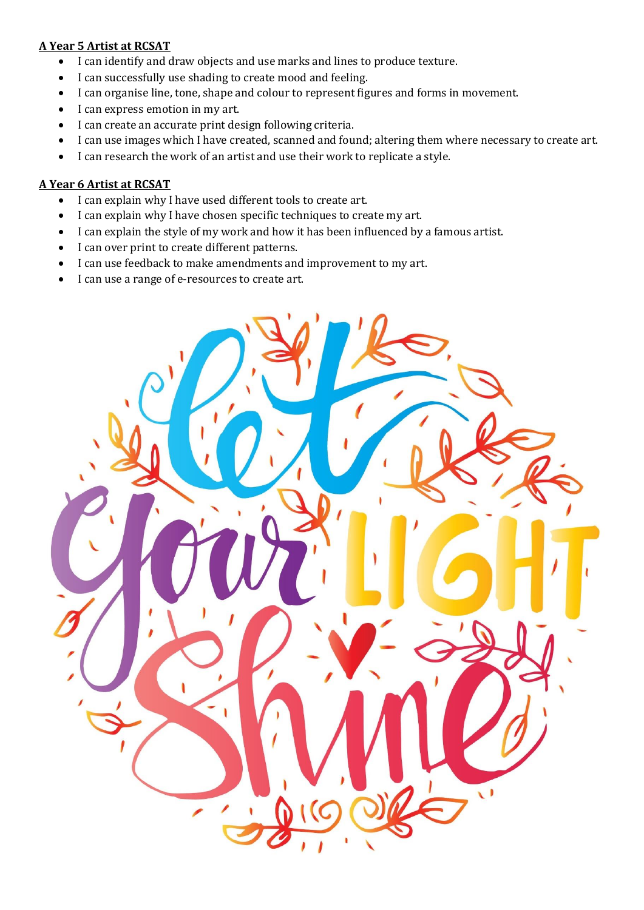**A Year 5 Artist at RCSAT**

- I can identify and draw objects and use marks and lines to produce texture.
- I can successfully use shading to create mood and feeling.
- I can organise line, tone, shape and colour to represent figures and forms in movement.
- I can express emotion in my art.
- I can create an accurate print design following criteria.
- I can use images which I have created, scanned and found; altering them where necessary to create art.
- I can research the work of an artist and use their work to replicate a style.

**A Year 6 Artist at RCSAT**

- I can explain why I have used different tools to create art.
- I can explain why I have chosen specific techniques to create my art.
- I can explain the style of my work and how it has been influenced by a famous artist.
- I can over print to create different patterns.
- I can use feedback to make amendments and improvement to my art.
- I can use a range of e-resources to create art.